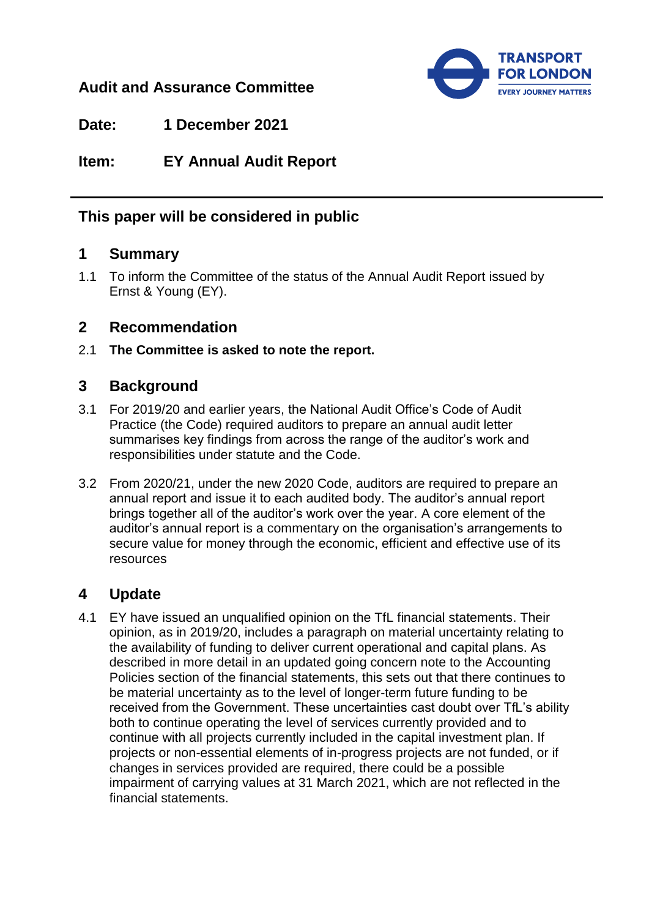**Audit and Assurance Committee**

**Date:** 1 December 2021

**Item:** EY Annual Audit Report

---

**This paper will be considered in public**

## 1 Summary

1.1 To inform the Committee of the status of the Annual Audit Report issued by Ernst & Young (EY).

## 2 Recommendation

2.1 **The Committee is asked to note the report.**

## 3 Background

3.1 For 2019/20 and earlier years, the National Audit Office's Code of Audit Practice (the Code) required auditors to prepare an annual audit letter summarises key findings from across the range of the auditor's work and responsibilities under statute and the Code.

3.2 From 2020/21, under the new 2020 Code, auditors are required to prepare an annual report and issue it to each audited body. The auditor's annual report brings together all of the auditor's work over the year. A core element of the auditor's annual report is a commentary on the organisation's arrangements to secure value for money through the economic, efficient and effective use of its resources

## 4 Update

4.1 EY have issued an unqualified opinion on the TfL financial statements. Their opinion, as in 2019/20, includes a paragraph on material uncertainty relating to the availability of funding to deliver current operational and capital plans. As described in more detail in an updated going concern note to the Accounting Policies section of the financial statements, this sets out that there continues to be material uncertainty as to the level of longer-term future funding to be received from the Government. These uncertainties cast doubt over TfL's ability both to continue operating the level of services currently provided and to continue with all projects currently included in the capital investment plan. If projects or non-essential elements of in-progress projects are not funded, or if changes in services provided are required, there could be a possible impairment of carrying values at 31 March 2021, which are not reflected in the financial statements.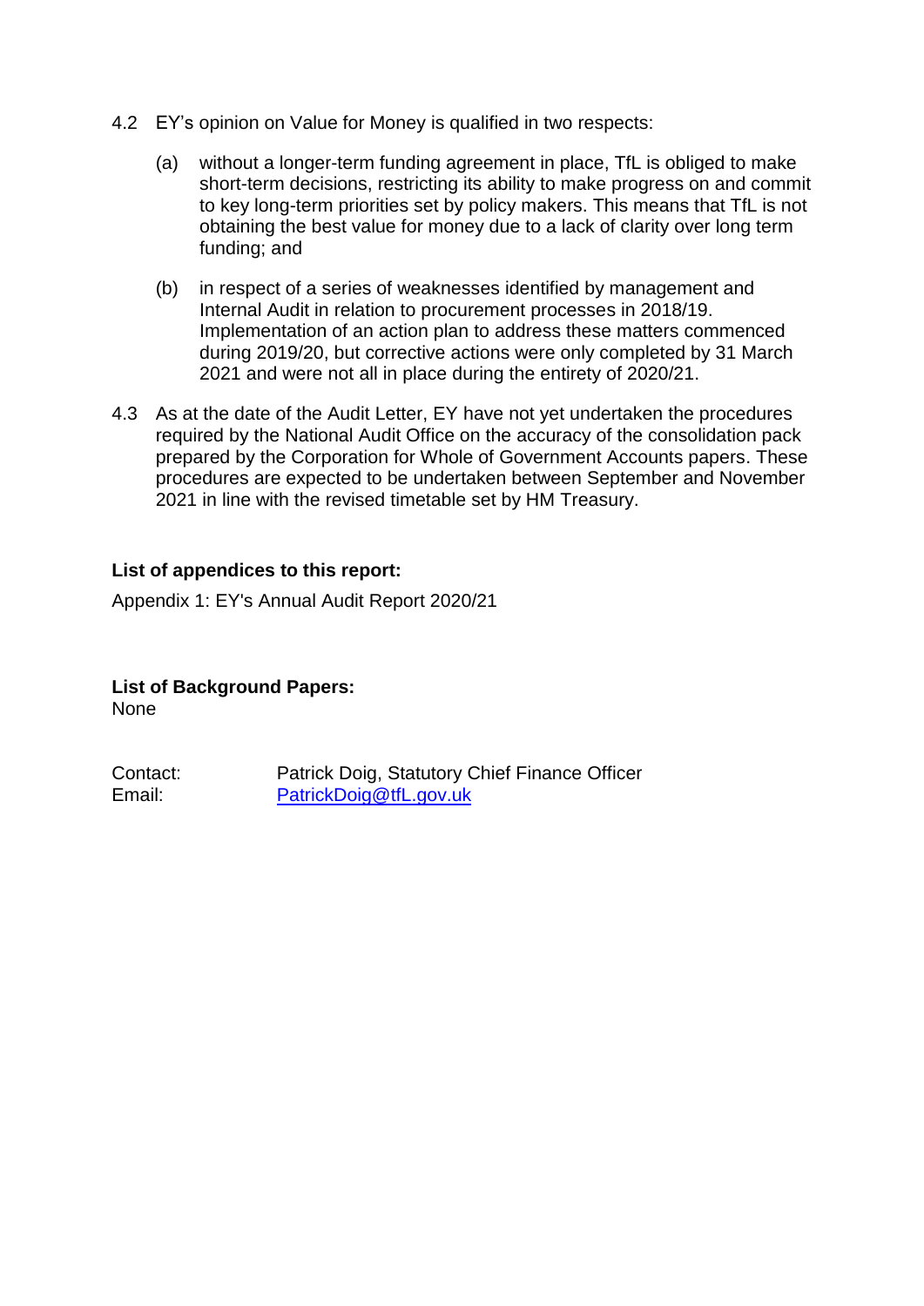4.2 EY's opinion on Value for Money is qualified in two respects:

(a) without a longer-term funding agreement in place, TfL is obliged to make short-term decisions, restricting its ability to make progress on and commit to key long-term priorities set by policy makers. This means that TfL is not obtaining the best value for money due to a lack of clarity over long term funding; and

(b) in respect of a series of weaknesses identified by management and Internal Audit in relation to procurement processes in 2018/19. Implementation of an action plan to address these matters commenced during 2019/20, but corrective actions were only completed by 31 March 2021 and were not all in place during the entirety of 2020/21.

4.3 As at the date of the Audit Letter, EY have not yet undertaken the procedures required by the National Audit Office on the accuracy of the consolidation pack prepared by the Corporation for Whole of Government Accounts papers. These procedures are expected to be undertaken between September and November 2021 in line with the revised timetable set by HM Treasury.

**List of appendices to this report:**

Appendix 1: EY's Annual Audit Report 2020/21

**List of Background Papers:**

None

Contact: Patrick Doig, Statutory Chief Finance Officer
Email: PatrickDoig@tfL.gov.uk